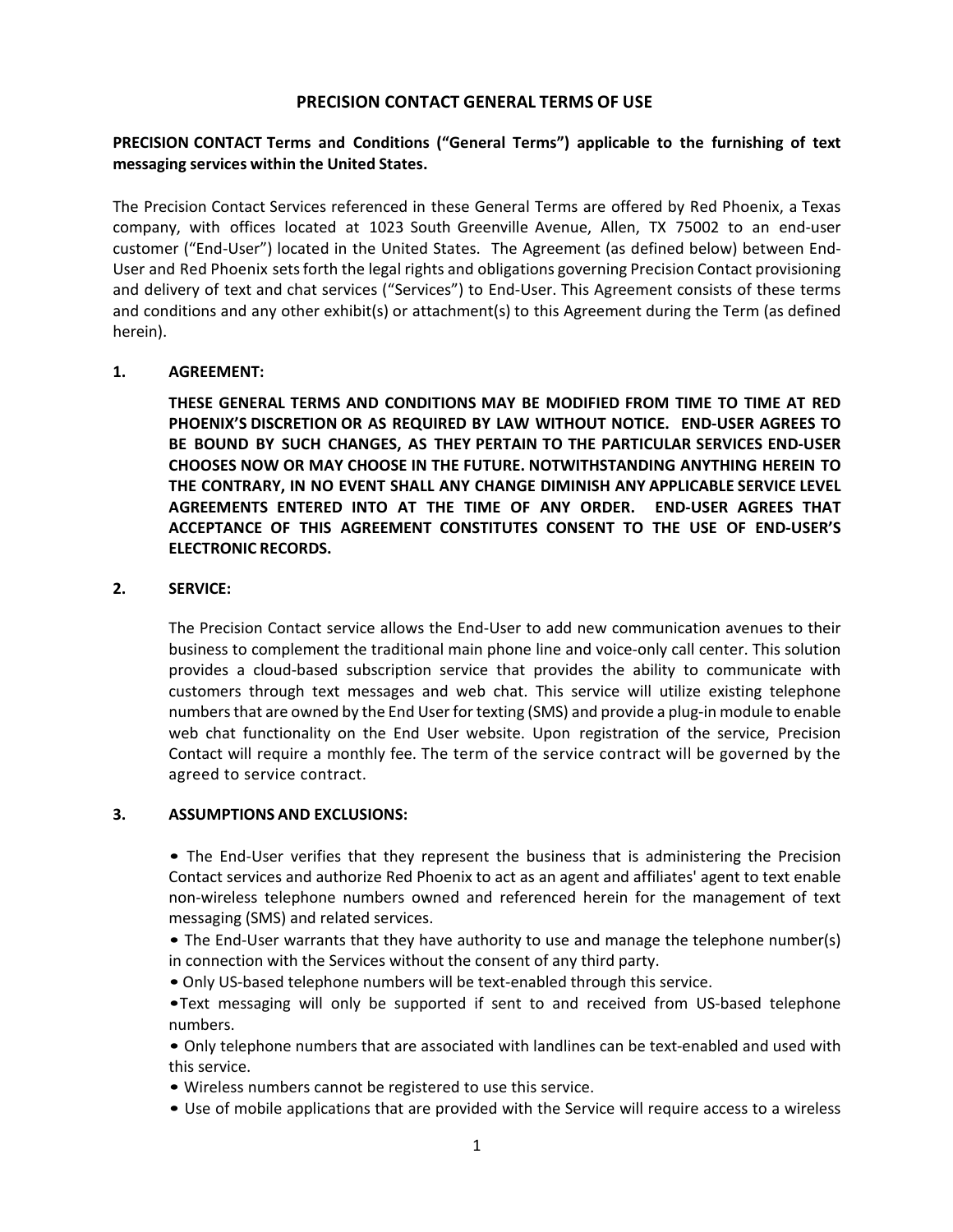# PRECISION CONTACT GENERAL TERMS OF USE

**PRECISION CONTACT Terms and Conditions ("General Terms") applicable to the furnishing of text messaging services within the United States.**

The Precision Contact Services referenced in these General Terms are offered by Red Phoenix, a Texas company, with offices located at 1023 South Greenville Avenue, Allen, TX 75002 to an end-user customer ("End-User") located in the United States. The Agreement (as defined below) between End-User and Red Phoenix sets forth the legal rights and obligations governing Precision Contact provisioning and delivery of text and chat services ("Services") to End-User. This Agreement consists of these terms and conditions and any other exhibit(s) or attachment(s) to this Agreement during the Term (as defined herein).

## 1. AGREEMENT:

**THESE GENERAL TERMS AND CONDITIONS MAY BE MODIFIED FROM TIME TO TIME AT RED PHOENIX'S DISCRETION OR AS REQUIRED BY LAW WITHOUT NOTICE. END-USER AGREES TO BE BOUND BY SUCH CHANGES, AS THEY PERTAIN TO THE PARTICULAR SERVICES END-USER CHOOSES NOW OR MAY CHOOSE IN THE FUTURE. NOTWITHSTANDING ANYTHING HEREIN TO THE CONTRARY, IN NO EVENT SHALL ANY CHANGE DIMINISH ANY APPLICABLE SERVICE LEVEL AGREEMENTS ENTERED INTO AT THE TIME OF ANY ORDER. END-USER AGREES THAT ACCEPTANCE OF THIS AGREEMENT CONSTITUTES CONSENT TO THE USE OF END-USER'S ELECTRONIC RECORDS.**

## 2. SERVICE:

The Precision Contact service allows the End-User to add new communication avenues to their business to complement the traditional main phone line and voice-only call center. This solution provides a cloud-based subscription service that provides the ability to communicate with customers through text messages and web chat. This service will utilize existing telephone numbers that are owned by the End User for texting (SMS) and provide a plug-in module to enable web chat functionality on the End User website. Upon registration of the service, Precision Contact will require a monthly fee. The term of the service contract will be governed by the agreed to service contract.

## 3. ASSUMPTIONS AND EXCLUSIONS:

- The End-User verifies that they represent the business that is administering the Precision Contact services and authorize Red Phoenix to act as an agent and affiliates' agent to text enable non-wireless telephone numbers owned and referenced herein for the management of text messaging (SMS) and related services.
- The End-User warrants that they have authority to use and manage the telephone number(s) in connection with the Services without the consent of any third party.
- Only US-based telephone numbers will be text-enabled through this service.
- Text messaging will only be supported if sent to and received from US-based telephone numbers.
- Only telephone numbers that are associated with landlines can be text-enabled and used with this service.
- Wireless numbers cannot be registered to use this service.
- Use of mobile applications that are provided with the Service will require access to a wireless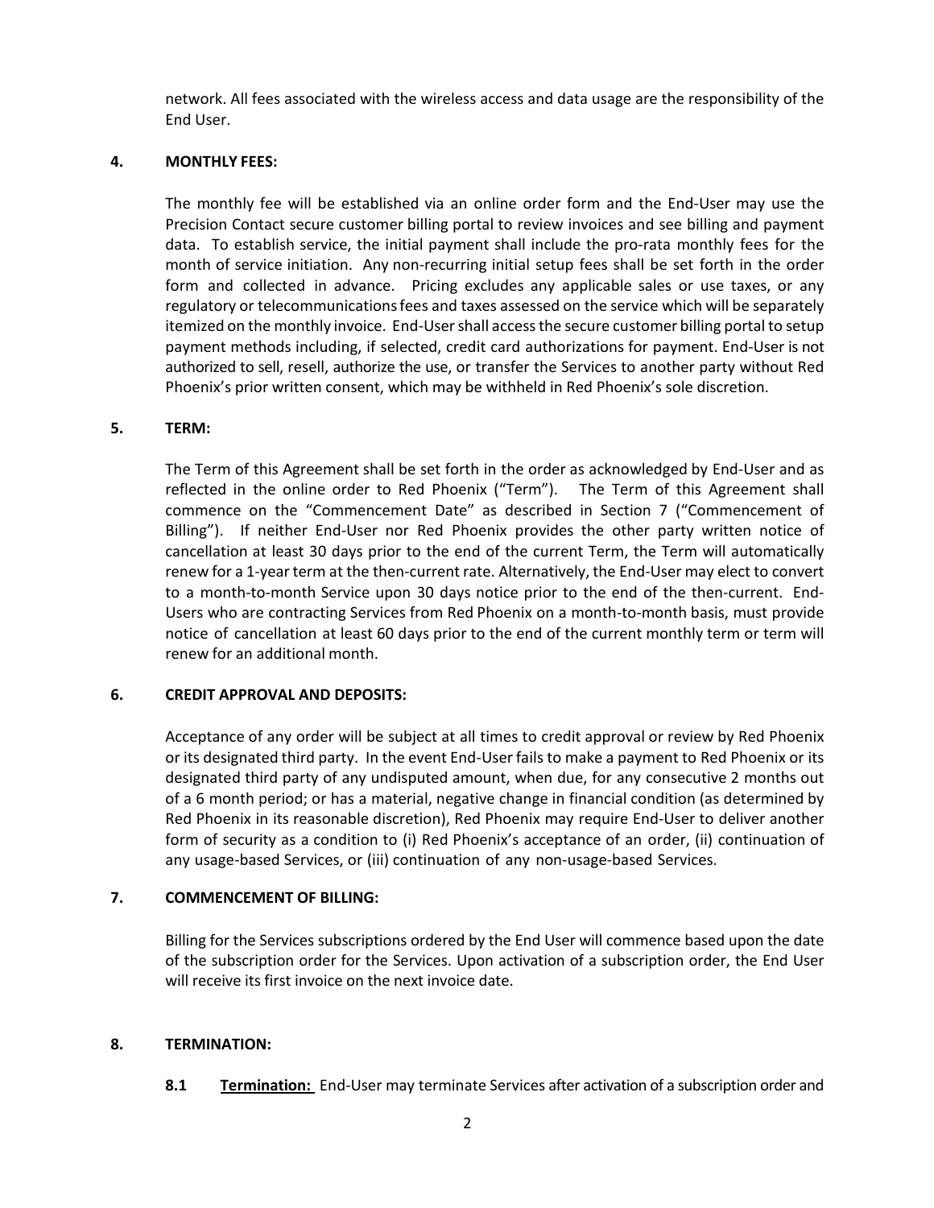network. All fees associated with the wireless access and data usage are the responsibility of the End User.

**4. MONTHLY FEES:**

The monthly fee will be established via an online order form and the End-User may use the Precision Contact secure customer billing portal to review invoices and see billing and payment data. To establish service, the initial payment shall include the pro-rata monthly fees for the month of service initiation. Any non-recurring initial setup fees shall be set forth in the order form and collected in advance. Pricing excludes any applicable sales or use taxes, or any regulatory or telecommunications fees and taxes assessed on the service which will be separately itemized on the monthly invoice. End-User shall access the secure customer billing portal to setup payment methods including, if selected, credit card authorizations for payment. End-User is not authorized to sell, resell, authorize the use, or transfer the Services to another party without Red Phoenix's prior written consent, which may be withheld in Red Phoenix's sole discretion.

**5. TERM:**

The Term of this Agreement shall be set forth in the order as acknowledged by End-User and as reflected in the online order to Red Phoenix ("Term"). The Term of this Agreement shall commence on the "Commencement Date" as described in Section 7 ("Commencement of Billing"). If neither End-User nor Red Phoenix provides the other party written notice of cancellation at least 30 days prior to the end of the current Term, the Term will automatically renew for a 1-year term at the then-current rate. Alternatively, the End-User may elect to convert to a month-to-month Service upon 30 days notice prior to the end of the then-current. End-Users who are contracting Services from Red Phoenix on a month-to-month basis, must provide notice of cancellation at least 60 days prior to the end of the current monthly term or term will renew for an additional month.

**6. CREDIT APPROVAL AND DEPOSITS:**

Acceptance of any order will be subject at all times to credit approval or review by Red Phoenix or its designated third party. In the event End-User fails to make a payment to Red Phoenix or its designated third party of any undisputed amount, when due, for any consecutive 2 months out of a 6 month period; or has a material, negative change in financial condition (as determined by Red Phoenix in its reasonable discretion), Red Phoenix may require End-User to deliver another form of security as a condition to (i) Red Phoenix's acceptance of an order, (ii) continuation of any usage-based Services, or (iii) continuation of any non-usage-based Services.

**7. COMMENCEMENT OF BILLING:**

Billing for the Services subscriptions ordered by the End User will commence based upon the date of the subscription order for the Services. Upon activation of a subscription order, the End User will receive its first invoice on the next invoice date.

**8. TERMINATION:**

**8.1** **<u>Termination:</u>** End-User may terminate Services after activation of a subscription order and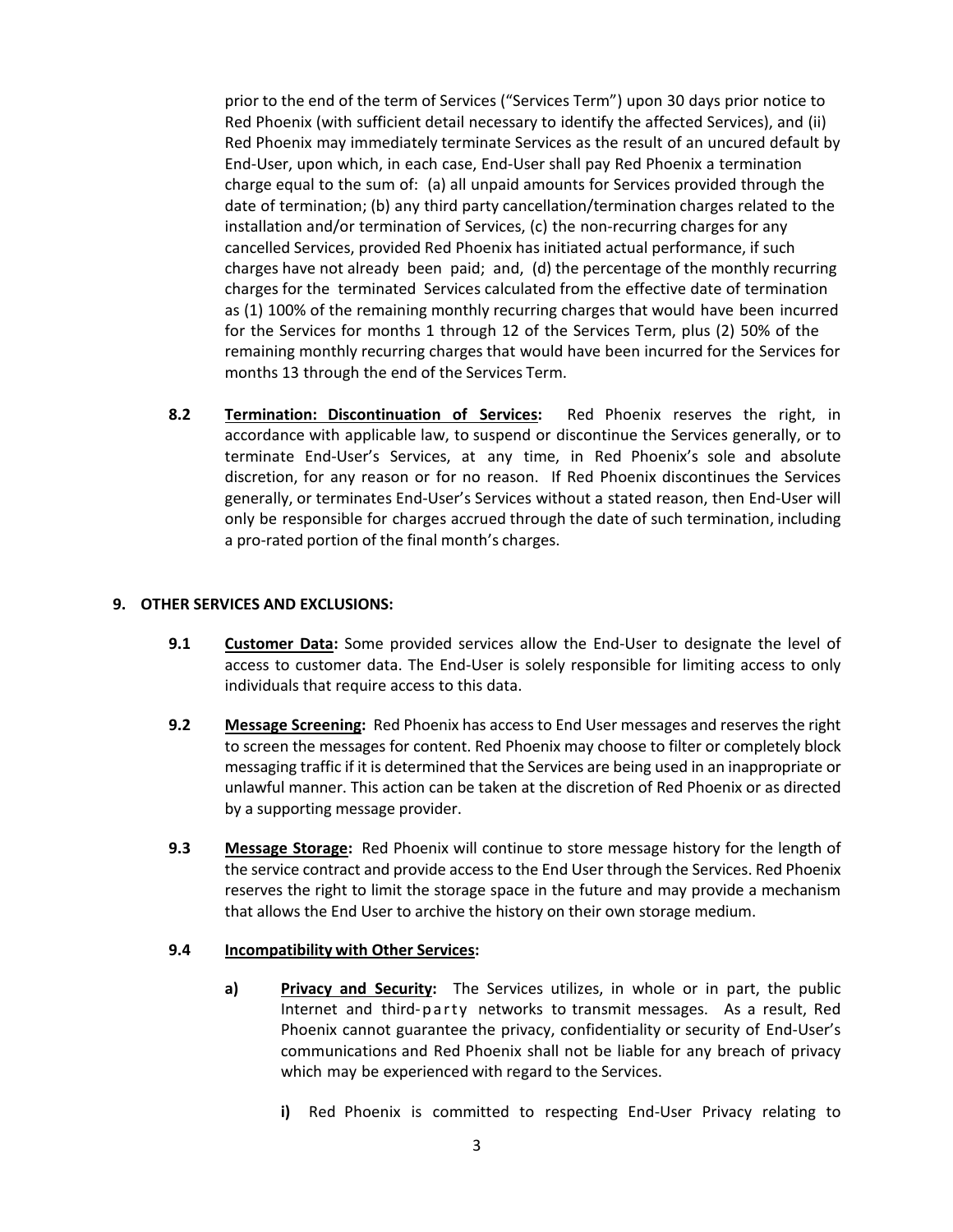prior to the end of the term of Services ("Services Term") upon 30 days prior notice to Red Phoenix (with sufficient detail necessary to identify the affected Services), and (ii) Red Phoenix may immediately terminate Services as the result of an uncured default by End-User, upon which, in each case, End-User shall pay Red Phoenix a termination charge equal to the sum of: (a) all unpaid amounts for Services provided through the date of termination; (b) any third party cancellation/termination charges related to the installation and/or termination of Services, (c) the non-recurring charges for any cancelled Services, provided Red Phoenix has initiated actual performance, if such charges have not already been paid; and, (d) the percentage of the monthly recurring charges for the terminated Services calculated from the effective date of termination as (1) 100% of the remaining monthly recurring charges that would have been incurred for the Services for months 1 through 12 of the Services Term, plus (2) 50% of the remaining monthly recurring charges that would have been incurred for the Services for months 13 through the end of the Services Term.

**8.2** **<u>Termination: Discontinuation of Services</u>:** Red Phoenix reserves the right, in accordance with applicable law, to suspend or discontinue the Services generally, or to terminate End-User's Services, at any time, in Red Phoenix's sole and absolute discretion, for any reason or for no reason. If Red Phoenix discontinues the Services generally, or terminates End-User's Services without a stated reason, then End-User will only be responsible for charges accrued through the date of such termination, including a pro-rated portion of the final month's charges.

## 9. OTHER SERVICES AND EXCLUSIONS:

**9.1** **<u>Customer Data</u>:** Some provided services allow the End-User to designate the level of access to customer data. The End-User is solely responsible for limiting access to only individuals that require access to this data.

**9.2** **<u>Message Screening</u>:** Red Phoenix has access to End User messages and reserves the right to screen the messages for content. Red Phoenix may choose to filter or completely block messaging traffic if it is determined that the Services are being used in an inappropriate or unlawful manner. This action can be taken at the discretion of Red Phoenix or as directed by a supporting message provider.

**9.3** **<u>Message Storage</u>:** Red Phoenix will continue to store message history for the length of the service contract and provide access to the End User through the Services. Red Phoenix reserves the right to limit the storage space in the future and may provide a mechanism that allows the End User to archive the history on their own storage medium.

**9.4** **<u>Incompatibility with Other Services</u>:**

**a)** **<u>Privacy and Security</u>:** The Services utilizes, in whole or in part, the public Internet and third-party networks to transmit messages. As a result, Red Phoenix cannot guarantee the privacy, confidentiality or security of End-User's communications and Red Phoenix shall not be liable for any breach of privacy which may be experienced with regard to the Services.

**i)** Red Phoenix is committed to respecting End-User Privacy relating to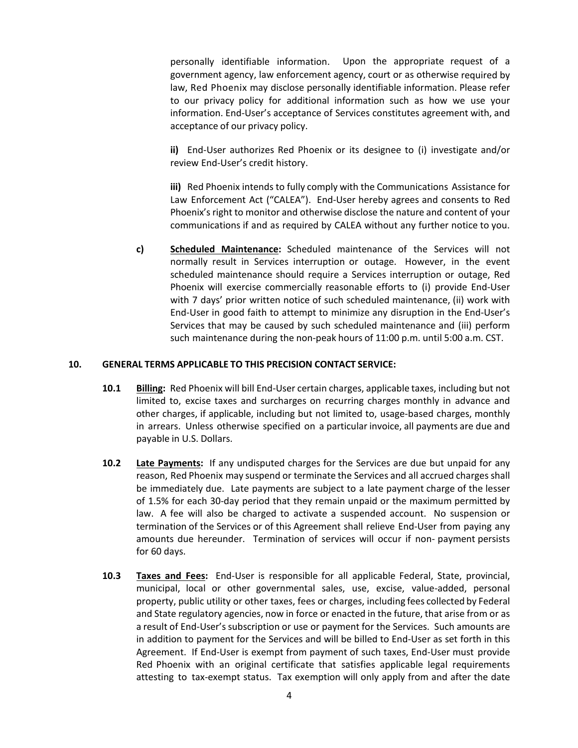personally identifiable information. Upon the appropriate request of a government agency, law enforcement agency, court or as otherwise required by law, Red Phoenix may disclose personally identifiable information. Please refer to our privacy policy for additional information such as how we use your information. End-User's acceptance of Services constitutes agreement with, and acceptance of our privacy policy.

**ii)** End-User authorizes Red Phoenix or its designee to (i) investigate and/or review End-User's credit history.

**iii)** Red Phoenix intends to fully comply with the Communications Assistance for Law Enforcement Act ("CALEA"). End-User hereby agrees and consents to Red Phoenix's right to monitor and otherwise disclose the nature and content of your communications if and as required by CALEA without any further notice to you.

**c)** **Scheduled Maintenance:** Scheduled maintenance of the Services will not normally result in Services interruption or outage. However, in the event scheduled maintenance should require a Services interruption or outage, Red Phoenix will exercise commercially reasonable efforts to (i) provide End-User with 7 days' prior written notice of such scheduled maintenance, (ii) work with End-User in good faith to attempt to minimize any disruption in the End-User's Services that may be caused by such scheduled maintenance and (iii) perform such maintenance during the non-peak hours of 11:00 p.m. until 5:00 a.m. CST.

## 10. GENERAL TERMS APPLICABLE TO THIS PRECISION CONTACT SERVICE:

**10.1** **Billing:** Red Phoenix will bill End-User certain charges, applicable taxes, including but not limited to, excise taxes and surcharges on recurring charges monthly in advance and other charges, if applicable, including but not limited to, usage-based charges, monthly in arrears. Unless otherwise specified on a particular invoice, all payments are due and payable in U.S. Dollars.

**10.2** **Late Payments:** If any undisputed charges for the Services are due but unpaid for any reason, Red Phoenix may suspend or terminate the Services and all accrued charges shall be immediately due. Late payments are subject to a late payment charge of the lesser of 1.5% for each 30-day period that they remain unpaid or the maximum permitted by law. A fee will also be charged to activate a suspended account. No suspension or termination of the Services or of this Agreement shall relieve End-User from paying any amounts due hereunder. Termination of services will occur if non- payment persists for 60 days.

**10.3** **Taxes and Fees:** End-User is responsible for all applicable Federal, State, provincial, municipal, local or other governmental sales, use, excise, value-added, personal property, public utility or other taxes, fees or charges, including fees collected by Federal and State regulatory agencies, now in force or enacted in the future, that arise from or as a result of End-User's subscription or use or payment for the Services. Such amounts are in addition to payment for the Services and will be billed to End-User as set forth in this Agreement. If End-User is exempt from payment of such taxes, End-User must provide Red Phoenix with an original certificate that satisfies applicable legal requirements attesting to tax-exempt status. Tax exemption will only apply from and after the date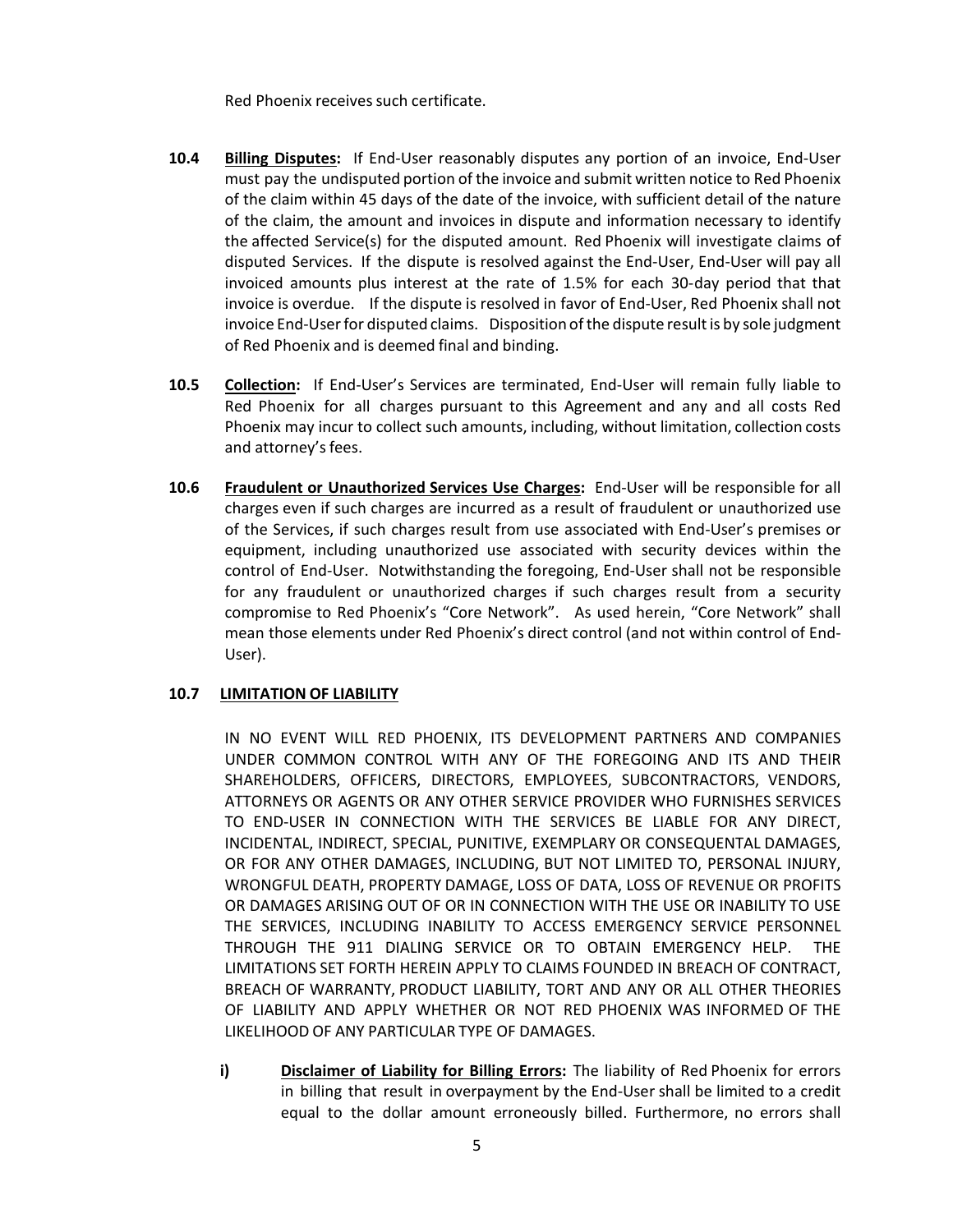Red Phoenix receives such certificate.

**10.4** **<u>Billing Disputes</u>:** If End-User reasonably disputes any portion of an invoice, End-User must pay the undisputed portion of the invoice and submit written notice to Red Phoenix of the claim within 45 days of the date of the invoice, with sufficient detail of the nature of the claim, the amount and invoices in dispute and information necessary to identify the affected Service(s) for the disputed amount. Red Phoenix will investigate claims of disputed Services. If the dispute is resolved against the End-User, End-User will pay all invoiced amounts plus interest at the rate of 1.5% for each 30-day period that that invoice is overdue. If the dispute is resolved in favor of End-User, Red Phoenix shall not invoice End-User for disputed claims. Disposition of the dispute result is by sole judgment of Red Phoenix and is deemed final and binding.

**10.5** **<u>Collection</u>:** If End-User's Services are terminated, End-User will remain fully liable to Red Phoenix for all charges pursuant to this Agreement and any and all costs Red Phoenix may incur to collect such amounts, including, without limitation, collection costs and attorney's fees.

**10.6** **<u>Fraudulent or Unauthorized Services Use Charges</u>:** End-User will be responsible for all charges even if such charges are incurred as a result of fraudulent or unauthorized use of the Services, if such charges result from use associated with End-User's premises or equipment, including unauthorized use associated with security devices within the control of End-User. Notwithstanding the foregoing, End-User shall not be responsible for any fraudulent or unauthorized charges if such charges result from a security compromise to Red Phoenix's "Core Network". As used herein, "Core Network" shall mean those elements under Red Phoenix's direct control (and not within control of End-User).

**10.7** **<u>LIMITATION OF LIABILITY</u>**

IN NO EVENT WILL RED PHOENIX, ITS DEVELOPMENT PARTNERS AND COMPANIES UNDER COMMON CONTROL WITH ANY OF THE FOREGOING AND ITS AND THEIR SHAREHOLDERS, OFFICERS, DIRECTORS, EMPLOYEES, SUBCONTRACTORS, VENDORS, ATTORNEYS OR AGENTS OR ANY OTHER SERVICE PROVIDER WHO FURNISHES SERVICES TO END-USER IN CONNECTION WITH THE SERVICES BE LIABLE FOR ANY DIRECT, INCIDENTAL, INDIRECT, SPECIAL, PUNITIVE, EXEMPLARY OR CONSEQUENTAL DAMAGES, OR FOR ANY OTHER DAMAGES, INCLUDING, BUT NOT LIMITED TO, PERSONAL INJURY, WRONGFUL DEATH, PROPERTY DAMAGE, LOSS OF DATA, LOSS OF REVENUE OR PROFITS OR DAMAGES ARISING OUT OF OR IN CONNECTION WITH THE USE OR INABILITY TO USE THE SERVICES, INCLUDING INABILITY TO ACCESS EMERGENCY SERVICE PERSONNEL THROUGH THE 911 DIALING SERVICE OR TO OBTAIN EMERGENCY HELP. THE LIMITATIONS SET FORTH HEREIN APPLY TO CLAIMS FOUNDED IN BREACH OF CONTRACT, BREACH OF WARRANTY, PRODUCT LIABILITY, TORT AND ANY OR ALL OTHER THEORIES OF LIABILITY AND APPLY WHETHER OR NOT RED PHOENIX WAS INFORMED OF THE LIKELIHOOD OF ANY PARTICULAR TYPE OF DAMAGES.

**i)** **<u>Disclaimer of Liability for Billing Errors</u>:** The liability of Red Phoenix for errors in billing that result in overpayment by the End-User shall be limited to a credit equal to the dollar amount erroneously billed. Furthermore, no errors shall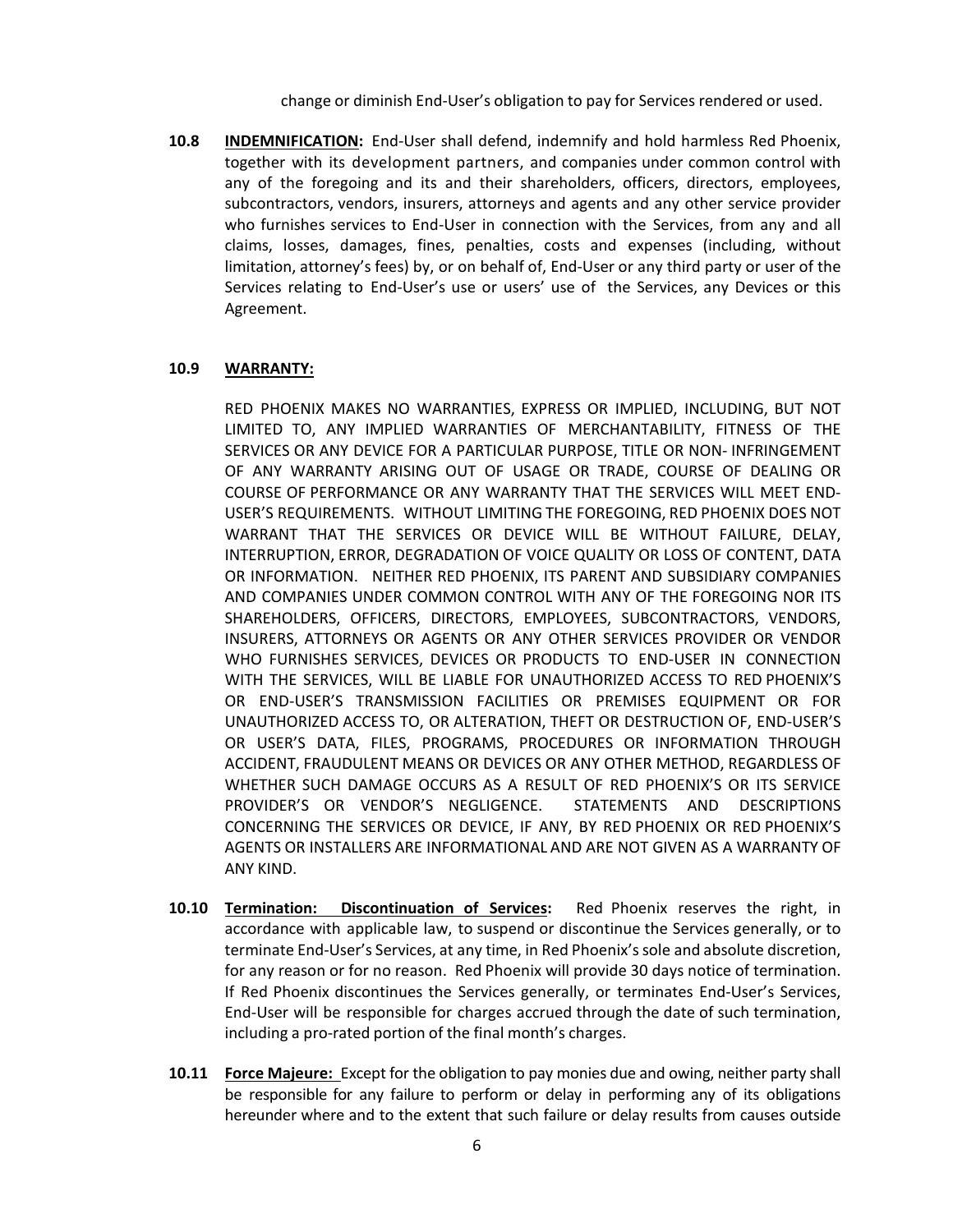change or diminish End-User's obligation to pay for Services rendered or used.

**10.8** **<u>INDEMNIFICATION:</u>** End-User shall defend, indemnify and hold harmless Red Phoenix, together with its development partners, and companies under common control with any of the foregoing and its and their shareholders, officers, directors, employees, subcontractors, vendors, insurers, attorneys and agents and any other service provider who furnishes services to End-User in connection with the Services, from any and all claims, losses, damages, fines, penalties, costs and expenses (including, without limitation, attorney's fees) by, or on behalf of, End-User or any third party or user of the Services relating to End-User's use or users' use of the Services, any Devices or this Agreement.

**10.9** **<u>WARRANTY:</u>**

RED PHOENIX MAKES NO WARRANTIES, EXPRESS OR IMPLIED, INCLUDING, BUT NOT LIMITED TO, ANY IMPLIED WARRANTIES OF MERCHANTABILITY, FITNESS OF THE SERVICES OR ANY DEVICE FOR A PARTICULAR PURPOSE, TITLE OR NON- INFRINGEMENT OF ANY WARRANTY ARISING OUT OF USAGE OR TRADE, COURSE OF DEALING OR COURSE OF PERFORMANCE OR ANY WARRANTY THAT THE SERVICES WILL MEET END-USER'S REQUIREMENTS. WITHOUT LIMITING THE FOREGOING, RED PHOENIX DOES NOT WARRANT THAT THE SERVICES OR DEVICE WILL BE WITHOUT FAILURE, DELAY, INTERRUPTION, ERROR, DEGRADATION OF VOICE QUALITY OR LOSS OF CONTENT, DATA OR INFORMATION. NEITHER RED PHOENIX, ITS PARENT AND SUBSIDIARY COMPANIES AND COMPANIES UNDER COMMON CONTROL WITH ANY OF THE FOREGOING NOR ITS SHAREHOLDERS, OFFICERS, DIRECTORS, EMPLOYEES, SUBCONTRACTORS, VENDORS, INSURERS, ATTORNEYS OR AGENTS OR ANY OTHER SERVICES PROVIDER OR VENDOR WHO FURNISHES SERVICES, DEVICES OR PRODUCTS TO END-USER IN CONNECTION WITH THE SERVICES, WILL BE LIABLE FOR UNAUTHORIZED ACCESS TO RED PHOENIX'S OR END-USER'S TRANSMISSION FACILITIES OR PREMISES EQUIPMENT OR FOR UNAUTHORIZED ACCESS TO, OR ALTERATION, THEFT OR DESTRUCTION OF, END-USER'S OR USER'S DATA, FILES, PROGRAMS, PROCEDURES OR INFORMATION THROUGH ACCIDENT, FRAUDULENT MEANS OR DEVICES OR ANY OTHER METHOD, REGARDLESS OF WHETHER SUCH DAMAGE OCCURS AS A RESULT OF RED PHOENIX'S OR ITS SERVICE PROVIDER'S OR VENDOR'S NEGLIGENCE. STATEMENTS AND DESCRIPTIONS CONCERNING THE SERVICES OR DEVICE, IF ANY, BY RED PHOENIX OR RED PHOENIX'S AGENTS OR INSTALLERS ARE INFORMATIONAL AND ARE NOT GIVEN AS A WARRANTY OF ANY KIND.

**10.10** **<u>Termination: Discontinuation of Services</u>:** Red Phoenix reserves the right, in accordance with applicable law, to suspend or discontinue the Services generally, or to terminate End-User's Services, at any time, in Red Phoenix's sole and absolute discretion, for any reason or for no reason. Red Phoenix will provide 30 days notice of termination. If Red Phoenix discontinues the Services generally, or terminates End-User's Services, End-User will be responsible for charges accrued through the date of such termination, including a pro-rated portion of the final month's charges.

**10.11** **<u>Force Majeure:</u>** Except for the obligation to pay monies due and owing, neither party shall be responsible for any failure to perform or delay in performing any of its obligations hereunder where and to the extent that such failure or delay results from causes outside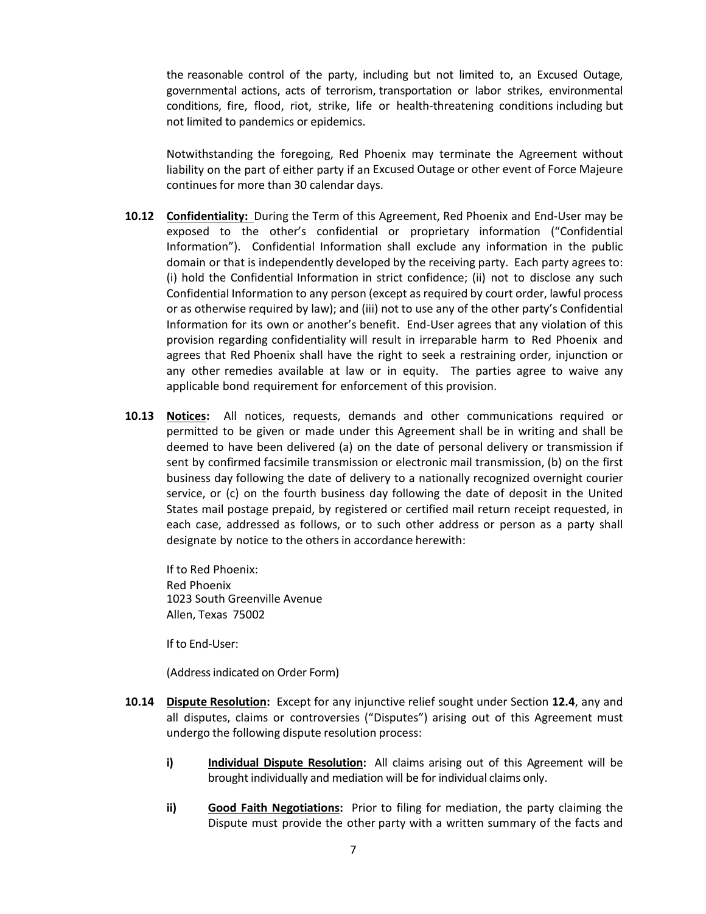the reasonable control of the party, including but not limited to, an Excused Outage, governmental actions, acts of terrorism, transportation or labor strikes, environmental conditions, fire, flood, riot, strike, life or health-threatening conditions including but not limited to pandemics or epidemics.

Notwithstanding the foregoing, Red Phoenix may terminate the Agreement without liability on the part of either party if an Excused Outage or other event of Force Majeure continues for more than 30 calendar days.

**10.12** **Confidentiality:** During the Term of this Agreement, Red Phoenix and End-User may be exposed to the other's confidential or proprietary information ("Confidential Information"). Confidential Information shall exclude any information in the public domain or that is independently developed by the receiving party. Each party agrees to: (i) hold the Confidential Information in strict confidence; (ii) not to disclose any such Confidential Information to any person (except as required by court order, lawful process or as otherwise required by law); and (iii) not to use any of the other party's Confidential Information for its own or another's benefit. End-User agrees that any violation of this provision regarding confidentiality will result in irreparable harm to Red Phoenix and agrees that Red Phoenix shall have the right to seek a restraining order, injunction or any other remedies available at law or in equity. The parties agree to waive any applicable bond requirement for enforcement of this provision.

**10.13** **Notices:** All notices, requests, demands and other communications required or permitted to be given or made under this Agreement shall be in writing and shall be deemed to have been delivered (a) on the date of personal delivery or transmission if sent by confirmed facsimile transmission or electronic mail transmission, (b) on the first business day following the date of delivery to a nationally recognized overnight courier service, or (c) on the fourth business day following the date of deposit in the United States mail postage prepaid, by registered or certified mail return receipt requested, in each case, addressed as follows, or to such other address or person as a party shall designate by notice to the others in accordance herewith:

If to Red Phoenix:
Red Phoenix
1023 South Greenville Avenue
Allen, Texas 75002

If to End-User:

(Address indicated on Order Form)

**10.14** **Dispute Resolution:** Except for any injunctive relief sought under Section **12.4**, any and all disputes, claims or controversies ("Disputes") arising out of this Agreement must undergo the following dispute resolution process:

**i)** **Individual Dispute Resolution:** All claims arising out of this Agreement will be brought individually and mediation will be for individual claims only.

**ii)** **Good Faith Negotiations:** Prior to filing for mediation, the party claiming the Dispute must provide the other party with a written summary of the facts and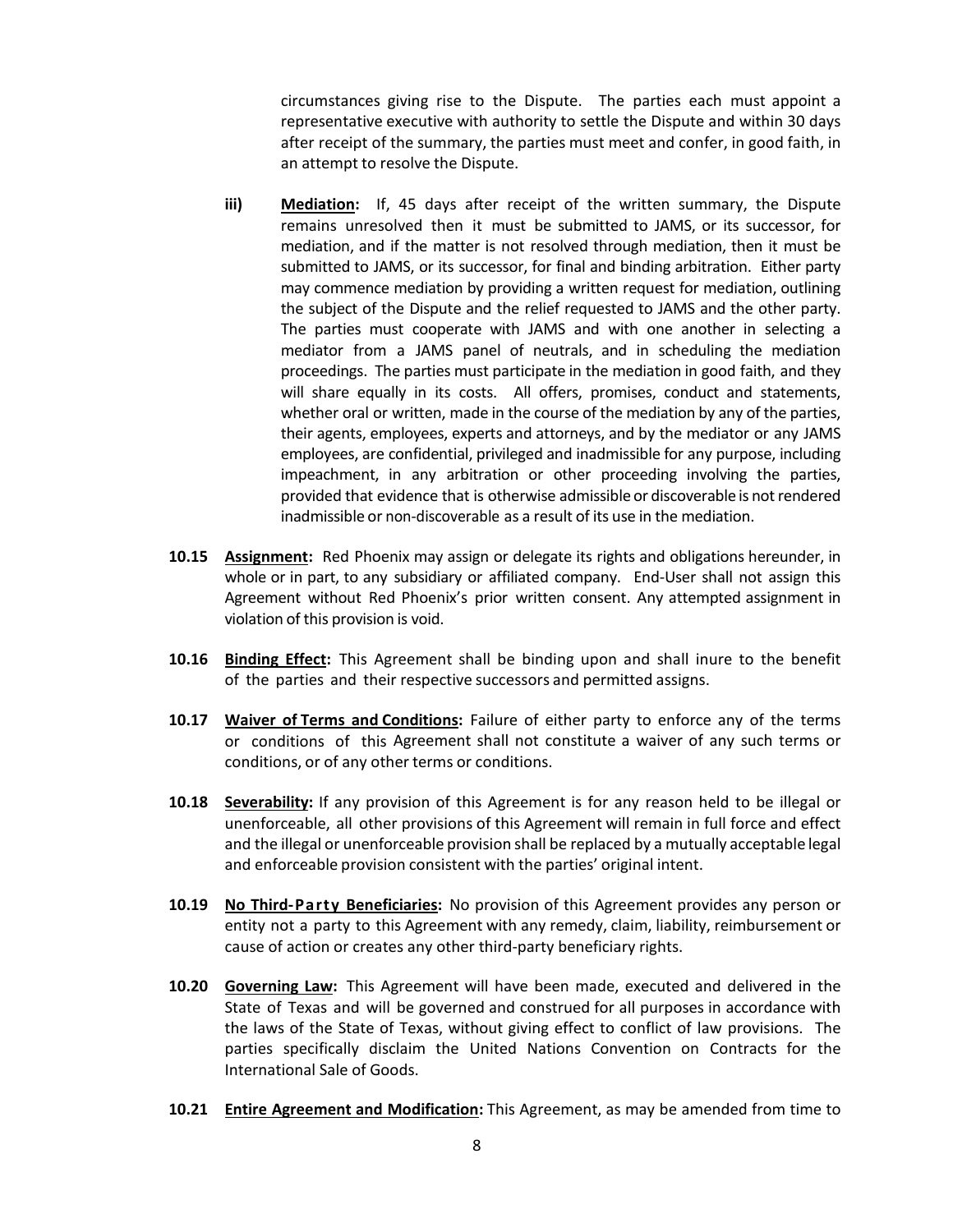circumstances giving rise to the Dispute. The parties each must appoint a representative executive with authority to settle the Dispute and within 30 days after receipt of the summary, the parties must meet and confer, in good faith, in an attempt to resolve the Dispute.

**iii)** **Mediation:** If, 45 days after receipt of the written summary, the Dispute remains unresolved then it must be submitted to JAMS, or its successor, for mediation, and if the matter is not resolved through mediation, then it must be submitted to JAMS, or its successor, for final and binding arbitration. Either party may commence mediation by providing a written request for mediation, outlining the subject of the Dispute and the relief requested to JAMS and the other party. The parties must cooperate with JAMS and with one another in selecting a mediator from a JAMS panel of neutrals, and in scheduling the mediation proceedings. The parties must participate in the mediation in good faith, and they will share equally in its costs. All offers, promises, conduct and statements, whether oral or written, made in the course of the mediation by any of the parties, their agents, employees, experts and attorneys, and by the mediator or any JAMS employees, are confidential, privileged and inadmissible for any purpose, including impeachment, in any arbitration or other proceeding involving the parties, provided that evidence that is otherwise admissible or discoverable is not rendered inadmissible or non-discoverable as a result of its use in the mediation.

**10.15** **Assignment:** Red Phoenix may assign or delegate its rights and obligations hereunder, in whole or in part, to any subsidiary or affiliated company. End-User shall not assign this Agreement without Red Phoenix's prior written consent. Any attempted assignment in violation of this provision is void.

**10.16** **Binding Effect:** This Agreement shall be binding upon and shall inure to the benefit of the parties and their respective successors and permitted assigns.

**10.17** **Waiver of Terms and Conditions:** Failure of either party to enforce any of the terms or conditions of this Agreement shall not constitute a waiver of any such terms or conditions, or of any other terms or conditions.

**10.18** **Severability:** If any provision of this Agreement is for any reason held to be illegal or unenforceable, all other provisions of this Agreement will remain in full force and effect and the illegal or unenforceable provision shall be replaced by a mutually acceptable legal and enforceable provision consistent with the parties' original intent.

**10.19** **No Third-Party Beneficiaries:** No provision of this Agreement provides any person or entity not a party to this Agreement with any remedy, claim, liability, reimbursement or cause of action or creates any other third-party beneficiary rights.

**10.20** **Governing Law:** This Agreement will have been made, executed and delivered in the State of Texas and will be governed and construed for all purposes in accordance with the laws of the State of Texas, without giving effect to conflict of law provisions. The parties specifically disclaim the United Nations Convention on Contracts for the International Sale of Goods.

**10.21** **Entire Agreement and Modification:** This Agreement, as may be amended from time to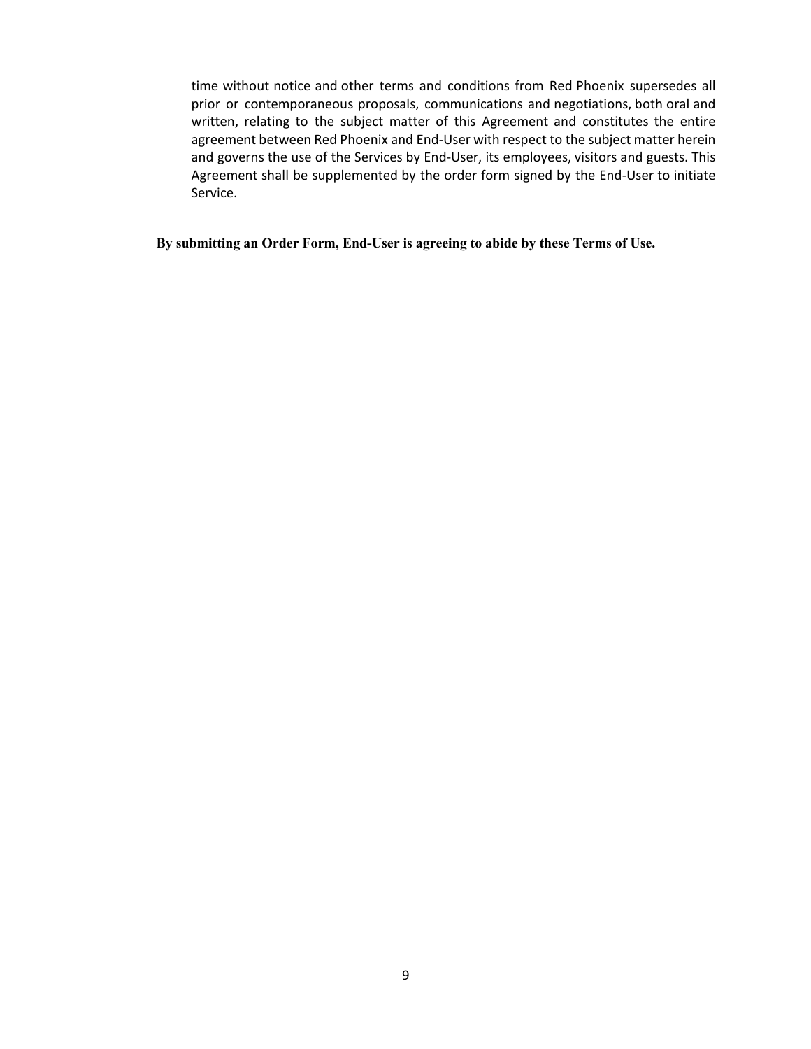time without notice and other terms and conditions from Red Phoenix supersedes all prior or contemporaneous proposals, communications and negotiations, both oral and written, relating to the subject matter of this Agreement and constitutes the entire agreement between Red Phoenix and End-User with respect to the subject matter herein and governs the use of the Services by End-User, its employees, visitors and guests. This Agreement shall be supplemented by the order form signed by the End-User to initiate Service.

**By submitting an Order Form, End-User is agreeing to abide by these Terms of Use.**